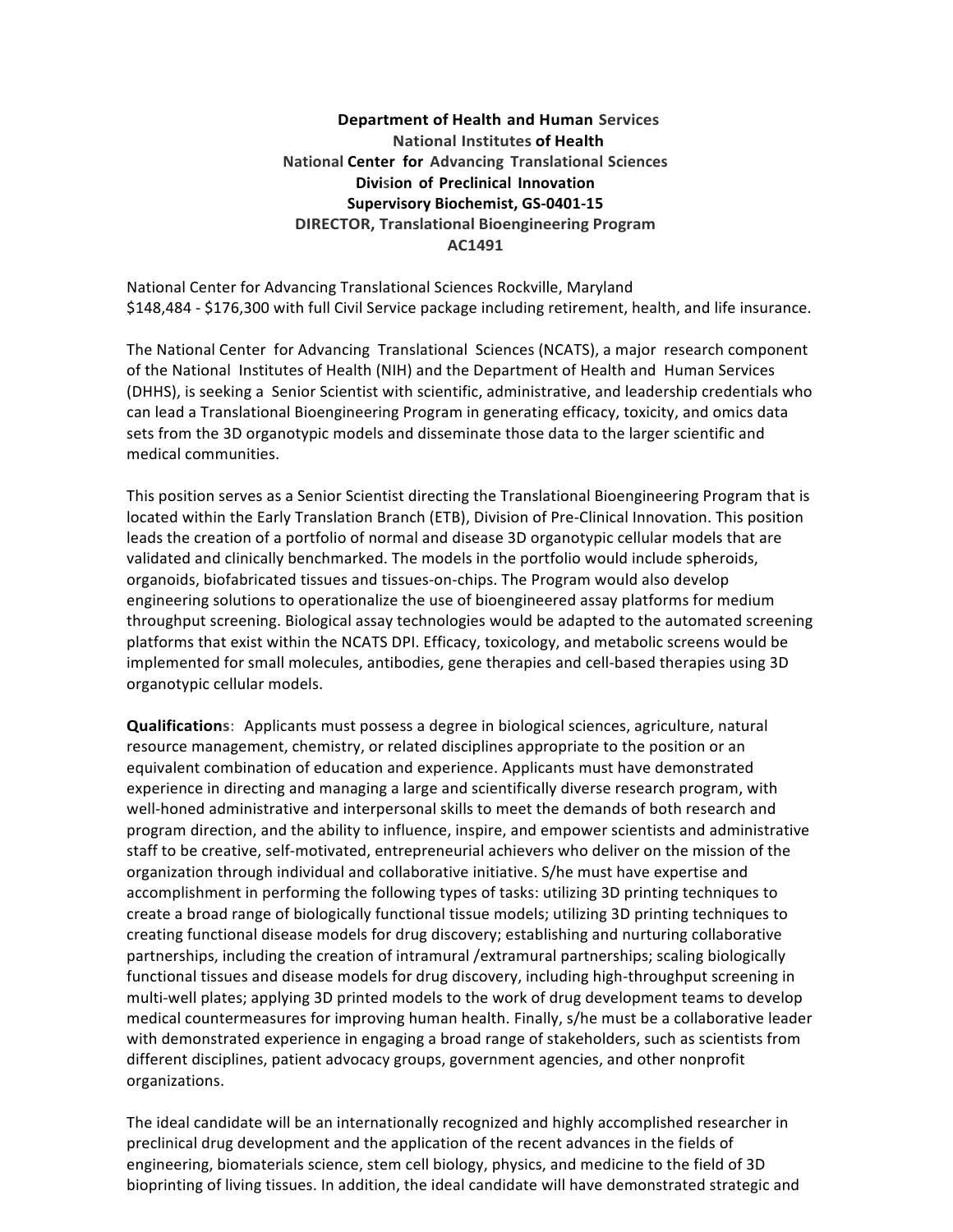**Department of Health and Human Services**
**National Institutes of Health**
**National Center for Advancing Translational Sciences**
**Division of Preclinical Innovation**
**Supervisory Biochemist, GS-0401-15**
**DIRECTOR, Translational Bioengineering Program**
**AC1491**

National Center for Advancing Translational Sciences Rockville, Maryland
$148,484 - $176,300 with full Civil Service package including retirement, health, and life insurance.

The National Center for Advancing Translational Sciences (NCATS), a major research component of the National Institutes of Health (NIH) and the Department of Health and Human Services (DHHS), is seeking a Senior Scientist with scientific, administrative, and leadership credentials who can lead a Translational Bioengineering Program in generating efficacy, toxicity, and omics data sets from the 3D organotypic models and disseminate those data to the larger scientific and medical communities.

This position serves as a Senior Scientist directing the Translational Bioengineering Program that is located within the Early Translation Branch (ETB), Division of Pre-Clinical Innovation. This position leads the creation of a portfolio of normal and disease 3D organotypic cellular models that are validated and clinically benchmarked. The models in the portfolio would include spheroids, organoids, biofabricated tissues and tissues-on-chips. The Program would also develop engineering solutions to operationalize the use of bioengineered assay platforms for medium throughput screening. Biological assay technologies would be adapted to the automated screening platforms that exist within the NCATS DPI. Efficacy, toxicology, and metabolic screens would be implemented for small molecules, antibodies, gene therapies and cell-based therapies using 3D organotypic cellular models.

**Qualifications**: Applicants must possess a degree in biological sciences, agriculture, natural resource management, chemistry, or related disciplines appropriate to the position or an equivalent combination of education and experience. Applicants must have demonstrated experience in directing and managing a large and scientifically diverse research program, with well-honed administrative and interpersonal skills to meet the demands of both research and program direction, and the ability to influence, inspire, and empower scientists and administrative staff to be creative, self-motivated, entrepreneurial achievers who deliver on the mission of the organization through individual and collaborative initiative. S/he must have expertise and accomplishment in performing the following types of tasks: utilizing 3D printing techniques to create a broad range of biologically functional tissue models; utilizing 3D printing techniques to creating functional disease models for drug discovery; establishing and nurturing collaborative partnerships, including the creation of intramural /extramural partnerships; scaling biologically functional tissues and disease models for drug discovery, including high-throughput screening in multi-well plates; applying 3D printed models to the work of drug development teams to develop medical countermeasures for improving human health. Finally, s/he must be a collaborative leader with demonstrated experience in engaging a broad range of stakeholders, such as scientists from different disciplines, patient advocacy groups, government agencies, and other nonprofit organizations.

The ideal candidate will be an internationally recognized and highly accomplished researcher in preclinical drug development and the application of the recent advances in the fields of engineering, biomaterials science, stem cell biology, physics, and medicine to the field of 3D bioprinting of living tissues. In addition, the ideal candidate will have demonstrated strategic and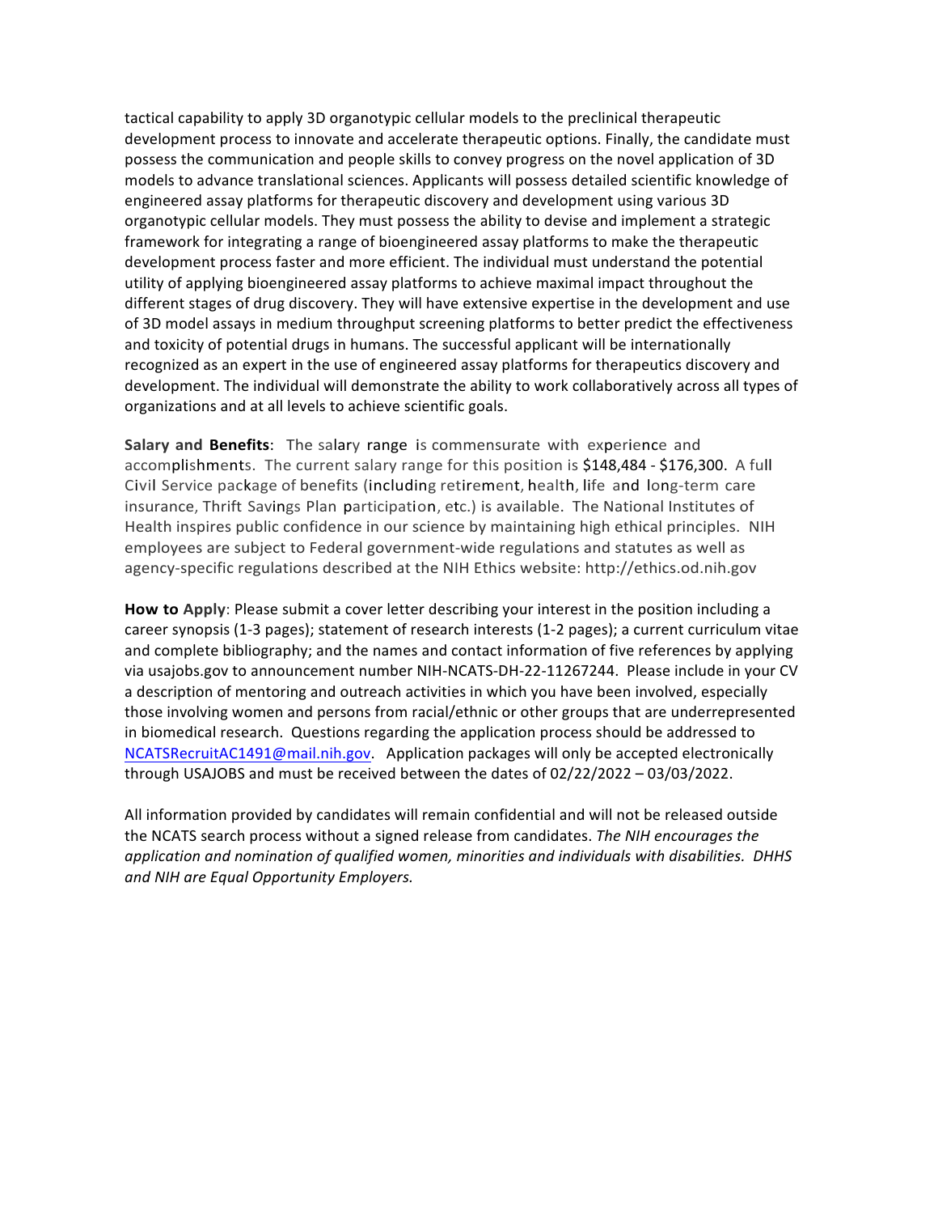tactical capability to apply 3D organotypic cellular models to the preclinical therapeutic development process to innovate and accelerate therapeutic options. Finally, the candidate must possess the communication and people skills to convey progress on the novel application of 3D models to advance translational sciences. Applicants will possess detailed scientific knowledge of engineered assay platforms for therapeutic discovery and development using various 3D organotypic cellular models. They must possess the ability to devise and implement a strategic framework for integrating a range of bioengineered assay platforms to make the therapeutic development process faster and more efficient. The individual must understand the potential utility of applying bioengineered assay platforms to achieve maximal impact throughout the different stages of drug discovery. They will have extensive expertise in the development and use of 3D model assays in medium throughput screening platforms to better predict the effectiveness and toxicity of potential drugs in humans. The successful applicant will be internationally recognized as an expert in the use of engineered assay platforms for therapeutics discovery and development. The individual will demonstrate the ability to work collaboratively across all types of organizations and at all levels to achieve scientific goals.

**Salary and Benefits**: The salary range is commensurate with experience and accomplishments. The current salary range for this position is $148,484 - $176,300. A full Civil Service package of benefits (including retirement, health, life and long-term care insurance, Thrift Savings Plan participation, etc.) is available. The National Institutes of Health inspires public confidence in our science by maintaining high ethical principles. NIH employees are subject to Federal government-wide regulations and statutes as well as agency-specific regulations described at the NIH Ethics website: http://ethics.od.nih.gov

**How to Apply**: Please submit a cover letter describing your interest in the position including a career synopsis (1-3 pages); statement of research interests (1-2 pages); a current curriculum vitae and complete bibliography; and the names and contact information of five references by applying via usajobs.gov to announcement number NIH-NCATS-DH-22-11267244. Please include in your CV a description of mentoring and outreach activities in which you have been involved, especially those involving women and persons from racial/ethnic or other groups that are underrepresented in biomedical research. Questions regarding the application process should be addressed to NCATSRecruitAC1491@mail.nih.gov. Application packages will only be accepted electronically through USAJOBS and must be received between the dates of 02/22/2022 – 03/03/2022.

All information provided by candidates will remain confidential and will not be released outside the NCATS search process without a signed release from candidates. *The NIH encourages the application and nomination of qualified women, minorities and individuals with disabilities. DHHS and NIH are Equal Opportunity Employers.*